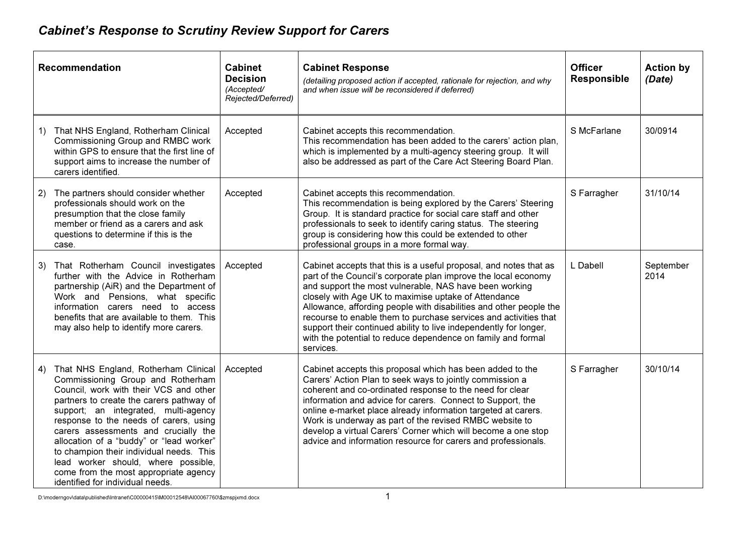## *Cabinet's Response to Scrutiny Review Support for Carers*

| Recommendation | Cabinet Decision *(Accepted/ Rejected/Deferred)* | Cabinet Response *(detailing proposed action if accepted, rationale for rejection, and why and when issue will be reconsidered if deferred)* | Officer Responsible | Action by *(Date)* |
|---|---|---|---|---|
| 1) That NHS England, Rotherham Clinical Commissioning Group and RMBC work within GPS to ensure that the first line of support aims to increase the number of carers identified. | Accepted | Cabinet accepts this recommendation. This recommendation has been added to the carers' action plan, which is implemented by a multi-agency steering group. It will also be addressed as part of the Care Act Steering Board Plan. | S McFarlane | 30/0914 |
| 2) The partners should consider whether professionals should work on the presumption that the close family member or friend as a carers and ask questions to determine if this is the case. | Accepted | Cabinet accepts this recommendation. This recommendation is being explored by the Carers' Steering Group. It is standard practice for social care staff and other professionals to seek to identify caring status. The steering group is considering how this could be extended to other professional groups in a more formal way. | S Farragher | 31/10/14 |
| 3) That Rotherham Council investigates further with the Advice in Rotherham partnership (AiR) and the Department of Work and Pensions, what specific information carers need to access benefits that are available to them. This may also help to identify more carers. | Accepted | Cabinet accepts that this is a useful proposal, and notes that as part of the Council's corporate plan improve the local economy and support the most vulnerable, NAS have been working closely with Age UK to maximise uptake of Attendance Allowance, affording people with disabilities and other people the recourse to enable them to purchase services and activities that support their continued ability to live independently for longer, with the potential to reduce dependence on family and formal services. | L Dabell | September 2014 |
| 4) That NHS England, Rotherham Clinical Commissioning Group and Rotherham Council, work with their VCS and other partners to create the carers pathway of support; an integrated, multi-agency response to the needs of carers, using carers assessments and crucially the allocation of a "buddy" or "lead worker" to champion their individual needs. This lead worker should, where possible, come from the most appropriate agency identified for individual needs. | Accepted | Cabinet accepts this proposal which has been added to the Carers' Action Plan to seek ways to jointly commission a coherent and co-ordinated response to the need for clear information and advice for carers. Connect to Support, the online e-market place already information targeted at carers. Work is underway as part of the revised RMBC website to develop a virtual Carers' Corner which will become a one stop advice and information resource for carers and professionals. | S Farragher | 30/10/14 |

D:\moderngov\data\published\Intranet\C00000415\M00012548\AI00067760\$zmspjxmd.docx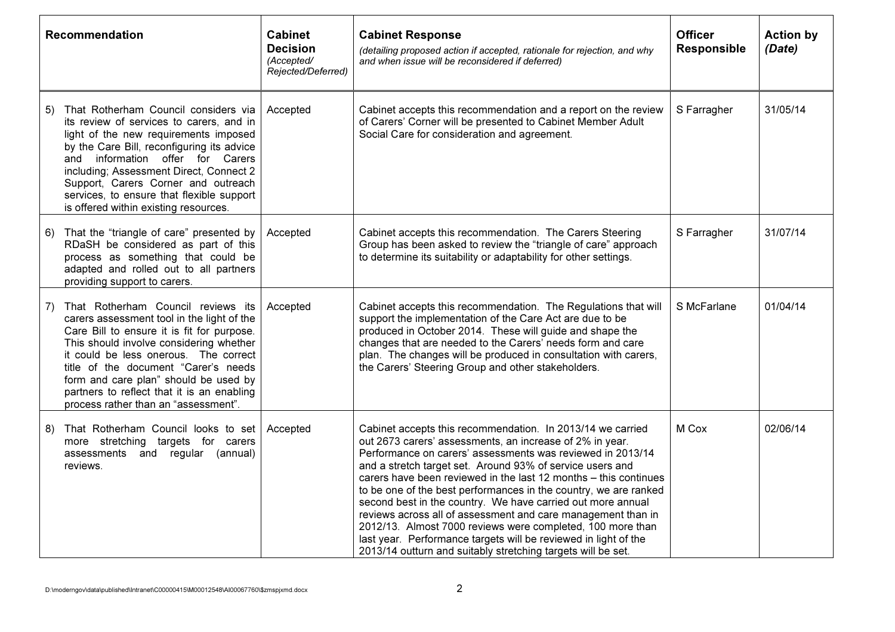| Recommendation | Cabinet Decision *(Accepted/ Rejected/Deferred)* | Cabinet Response *(detailing proposed action if accepted, rationale for rejection, and why and when issue will be reconsidered if deferred)* | Officer Responsible | Action by *(Date)* |
|---|---|---|---|---|
| 5) That Rotherham Council considers via its review of services to carers, and in light of the new requirements imposed by the Care Bill, reconfiguring its advice and information offer for Carers including; Assessment Direct, Connect 2 Support, Carers Corner and outreach services, to ensure that flexible support is offered within existing resources. | Accepted | Cabinet accepts this recommendation and a report on the review of Carers' Corner will be presented to Cabinet Member Adult Social Care for consideration and agreement. | S Farragher | 31/05/14 |
| 6) That the "triangle of care" presented by RDaSH be considered as part of this process as something that could be adapted and rolled out to all partners providing support to carers. | Accepted | Cabinet accepts this recommendation. The Carers Steering Group has been asked to review the "triangle of care" approach to determine its suitability or adaptability for other settings. | S Farragher | 31/07/14 |
| 7) That Rotherham Council reviews its carers assessment tool in the light of the Care Bill to ensure it is fit for purpose. This should involve considering whether it could be less onerous. The correct title of the document "Carer's needs form and care plan" should be used by partners to reflect that it is an enabling process rather than an "assessment". | Accepted | Cabinet accepts this recommendation. The Regulations that will support the implementation of the Care Act are due to be produced in October 2014. These will guide and shape the changes that are needed to the Carers' needs form and care plan. The changes will be produced in consultation with carers, the Carers' Steering Group and other stakeholders. | S McFarlane | 01/04/14 |
| 8) That Rotherham Council looks to set more stretching targets for carers assessments and regular (annual) reviews. | Accepted | Cabinet accepts this recommendation. In 2013/14 we carried out 2673 carers' assessments, an increase of 2% in year. Performance on carers' assessments was reviewed in 2013/14 and a stretch target set. Around 93% of service users and carers have been reviewed in the last 12 months – this continues to be one of the best performances in the country, we are ranked second best in the country. We have carried out more annual reviews across all of assessment and care management than in 2012/13. Almost 7000 reviews were completed, 100 more than last year. Performance targets will be reviewed in light of the 2013/14 outturn and suitably stretching targets will be set. | M Cox | 02/06/14 |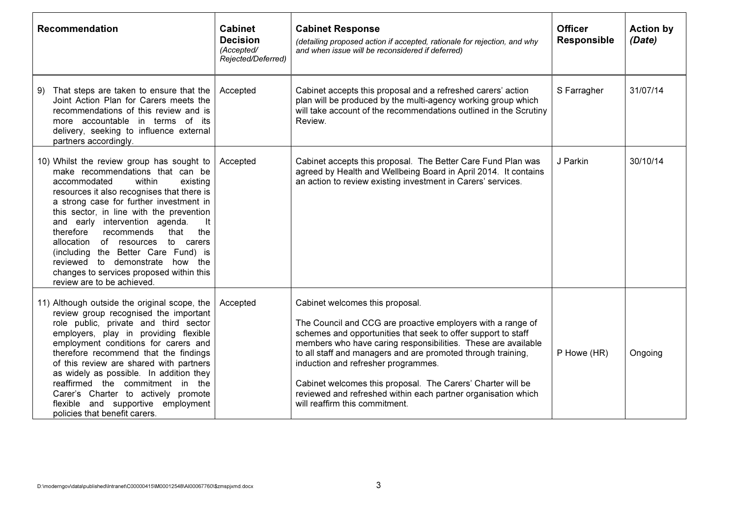| Recommendation | Cabinet Decision *(Accepted/ Rejected/Deferred)* | Cabinet Response *(detailing proposed action if accepted, rationale for rejection, and why and when issue will be reconsidered if deferred)* | Officer Responsible | Action by *(Date)* |
|---|---|---|---|---|
| 9) That steps are taken to ensure that the Joint Action Plan for Carers meets the recommendations of this review and is more accountable in terms of its delivery, seeking to influence external partners accordingly. | Accepted | Cabinet accepts this proposal and a refreshed carers' action plan will be produced by the multi-agency working group which will take account of the recommendations outlined in the Scrutiny Review. | S Farragher | 31/07/14 |
| 10) Whilst the review group has sought to make recommendations that can be accommodated within existing resources it also recognises that there is a strong case for further investment in this sector, in line with the prevention and early intervention agenda. It therefore recommends that the allocation of resources to carers (including the Better Care Fund) is reviewed to demonstrate how the changes to services proposed within this review are to be achieved. | Accepted | Cabinet accepts this proposal. The Better Care Fund Plan was agreed by Health and Wellbeing Board in April 2014. It contains an action to review existing investment in Carers' services. | J Parkin | 30/10/14 |
| 11) Although outside the original scope, the review group recognised the important role public, private and third sector employers, play in providing flexible employment conditions for carers and therefore recommend that the findings of this review are shared with partners as widely as possible. In addition they reaffirmed the commitment in the Carer's Charter to actively promote flexible and supportive employment policies that benefit carers. | Accepted | Cabinet welcomes this proposal.<br><br>The Council and CCG are proactive employers with a range of schemes and opportunities that seek to offer support to staff members who have caring responsibilities. These are available to all staff and managers and are promoted through training, induction and refresher programmes.<br><br>Cabinet welcomes this proposal. The Carers' Charter will be reviewed and refreshed within each partner organisation which will reaffirm this commitment. | P Howe (HR) | Ongoing |